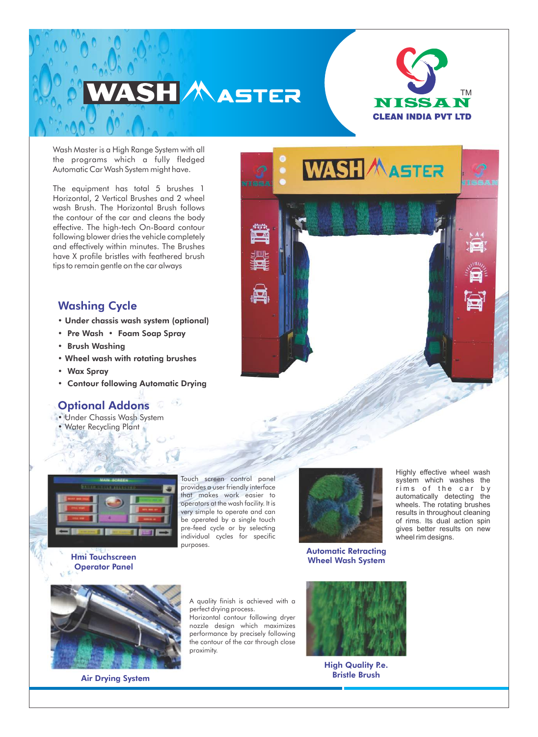# WASH MASTER

NISSAN™
CLEAN INDIA PVT LTD

Wash Master is a High Range System with all the programs which a fully fledged Automatic Car Wash System might have.

The equipment has total 5 brushes 1 Horizontal, 2 Vertical Brushes and 2 wheel wash Brush. The Horizontal Brush follows the contour of the car and cleans the body effective. The high-tech On-Board contour following blower dries the vehicle completely and effectively within minutes. The Brushes have X profile bristles with feathered brush tips to remain gentle on the car always

## Washing Cycle

- **Under chassis wash system (optional)**
- **Pre Wash**
- **Foam Soap Spray**
- **Brush Washing**
- **Wheel wash with rotating brushes**
- **Wax Spray**
- **Contour following Automatic Drying**

## Optional Addons

- Under Chassis Wash System
- Water Recycling Plant

### Hmi Touchscreen Operator Panel

Touch screen control panel provides a user friendly interface that makes work easier to operators at the wash facility. It is very simple to operate and can be operated by a single touch pre-feed cycle or by selecting individual cycles for specific purposes.

### Automatic Retracting Wheel Wash System

Highly effective wheel wash system which washes the rims of the car by automatically detecting the wheels. The rotating brushes results in throughout cleaning of rims. Its dual action spin gives better results on new wheel rim designs.

### Air Drying System

A quality finish is achieved with a perfect drying process.
Horizontal contour following dryer nozzle design which maximizes performance by precisely following the contour of the car through close proximity.

### High Quality P.e. Bristle Brush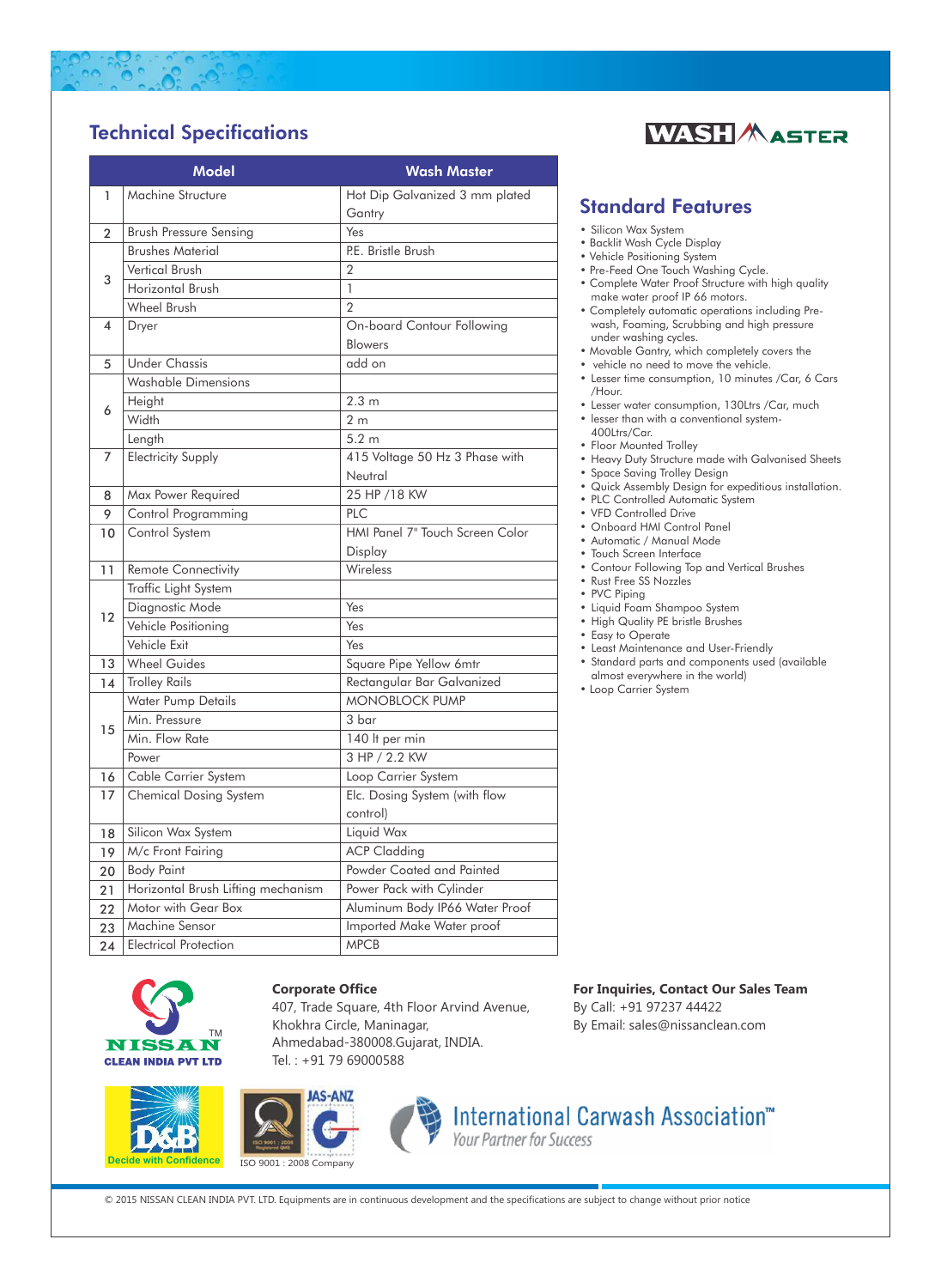## Technical Specifications

WASH MASTER

| | Model | Wash Master |
|---|---|---|
| 1 | Machine Structure | Hot Dip Galvanized 3 mm plated Gantry |
| 2 | Brush Pressure Sensing | Yes |
| 3 | Brushes Material | P.E. Bristle Brush |
| | Vertical Brush | 2 |
| | Horizontal Brush | 1 |
| | Wheel Brush | 2 |
| 4 | Dryer | On-board Contour Following Blowers |
| 5 | Under Chassis | add on |
| 6 | Washable Dimensions | |
| | Height | 2.3 m |
| | Width | 2 m |
| | Length | 5.2 m |
| 7 | Electricity Supply | 415 Voltage 50 Hz 3 Phase with Neutral |
| 8 | Max Power Required | 25 HP /18 KW |
| 9 | Control Programming | PLC |
| 10 | Control System | HMI Panel 7" Touch Screen Color Display |
| 11 | Remote Connectivity | Wireless |
| 12 | Traffic Light System | |
| | Diagnostic Mode | Yes |
| | Vehicle Positioning | Yes |
| | Vehicle Exit | Yes |
| 13 | Wheel Guides | Square Pipe Yellow 6mtr |
| 14 | Trolley Rails | Rectangular Bar Galvanized |
| 15 | Water Pump Details | MONOBLOCK PUMP |
| | Min. Pressure | 3 bar |
| | Min. Flow Rate | 140 lt per min |
| | Power | 3 HP / 2.2 KW |
| 16 | Cable Carrier System | Loop Carrier System |
| 17 | Chemical Dosing System | Elc. Dosing System (with flow control) |
| 18 | Silicon Wax System | Liquid Wax |
| 19 | M/c Front Fairing | ACP Cladding |
| 20 | Body Paint | Powder Coated and Painted |
| 21 | Horizontal Brush Lifting mechanism | Power Pack with Cylinder |
| 22 | Motor with Gear Box | Aluminum Body IP66 Water Proof |
| 23 | Machine Sensor | Imported Make Water proof |
| 24 | Electrical Protection | MPCB |

## Standard Features

- Silicon Wax System
- Backlit Wash Cycle Display
- Vehicle Positioning System
- Pre-Feed One Touch Washing Cycle.
- Complete Water Proof Structure with high quality make water proof IP 66 motors.
- Completely automatic operations including Pre-wash, Foaming, Scrubbing and high pressure under washing cycles.
- Movable Gantry, which completely covers the
- vehicle no need to move the vehicle.
- Lesser time consumption, 10 minutes /Car, 6 Cars /Hour.
- Lesser water consumption, 130Ltrs /Car, much
- lesser than with a conventional system- 400Ltrs/Car.
- Floor Mounted Trolley
- Heavy Duty Structure made with Galvanised Sheets
- Space Saving Trolley Design
- Quick Assembly Design for expeditious installation.
- PLC Controlled Automatic System
- VFD Controlled Drive
- Onboard HMI Control Panel
- Automatic / Manual Mode
- Touch Screen Interface
- Contour Following Top and Vertical Brushes
- Rust Free SS Nozzles
- PVC Piping
- Liquid Foam Shampoo System
- High Quality PE bristle Brushes
- Easy to Operate
- Least Maintenance and User-Friendly
- Standard parts and components used (available almost everywhere in the world)
- Loop Carrier System

NISSAN™
CLEAN INDIA PVT LTD

**Corporate Office**
407, Trade Square, 4th Floor Arvind Avenue,
Khokhra Circle, Maninagar,
Ahmedabad-380008.Gujarat, INDIA.
Tel. : +91 79 69000588

**For Inquiries, Contact Our Sales Team**
By Call: +91 97237 44422
By Email: sales@nissanclean.com

D&B Decide with Confidence

JAS-ANZ
ISO 9001 : 2008 Company

International Carwash Association™
*Your Partner for Success*

© 2015 NISSAN CLEAN INDIA PVT. LTD. Equipments are in continuous development and the specifications are subject to change without prior notice